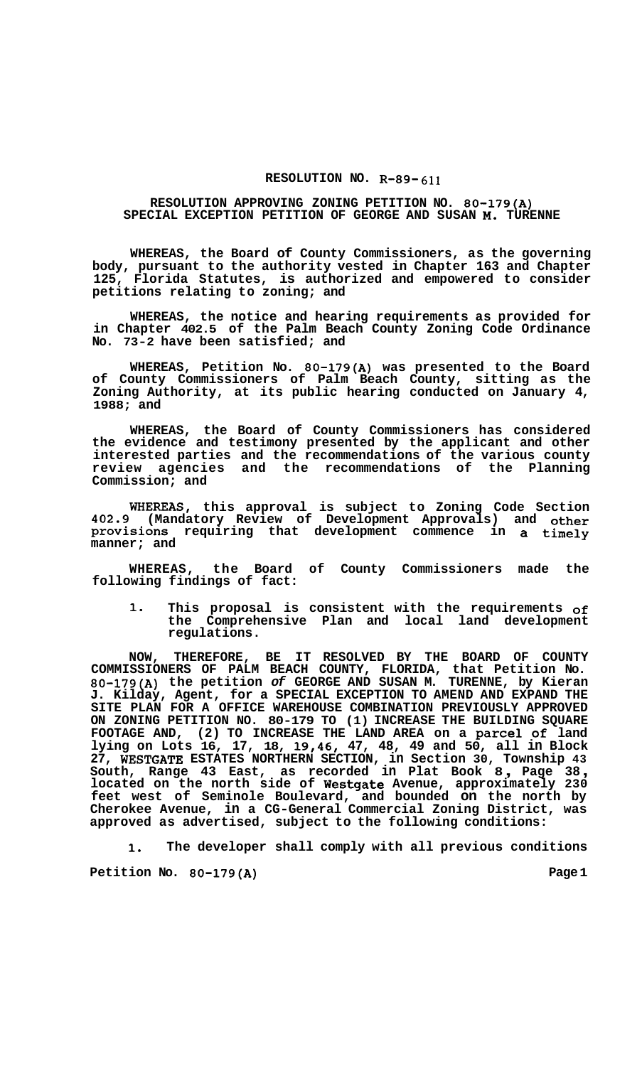# RESOLUTION NO. R-89-611

## RESOLUTION APPROVING ZONING PETITION NO. 80-179(A) SPECIAL EXCEPTION PETITION OF GEORGE AND SUSAN M. TURENNE

**WHEREAS, the Board of County Commissioners, as the governing body, pursuant to the authority vested in Chapter 163 and Chapter 125, Florida Statutes, is authorized and empowered to consider petitions relating to zoning; and**

**WHEREAS, the notice and hearing requirements as provided for in Chapter 402.5 of the Palm Beach County Zoning Code Ordinance No. 73-2 have been satisfied; and**

**WHEREAS, Petition No. 80-179(A) was presented to the Board of County Commissioners of Palm Beach County, sitting as the Zoning Authority, at its public hearing conducted on January 4, 1988; and**

**WHEREAS, the Board of County Commissioners has considered the evidence and testimony presented by the applicant and other interested parties and the recommendations of the various county review agencies and the recommendations of the Planning Commission; and**

**WHEREAS, this approval is subject to Zoning Code Section 402.9 (Mandatory Review of Development Approvals) and other provisions requiring that development commence in a timely manner; and**

**WHEREAS, the Board of County Commissioners made the following findings of fact:**

1. **This proposal is consistent with the requirements of the Comprehensive Plan and local land development regulations.**

**NOW, THEREFORE, BE IT RESOLVED BY THE BOARD OF COUNTY COMMISSIONERS OF PALM BEACH COUNTY, FLORIDA, that Petition No. 80-179(A) the petition *of* GEORGE AND SUSAN M. TURENNE, by Kieran J. Kilday, Agent, for a SPECIAL EXCEPTION TO AMEND AND EXPAND THE SITE PLAN FOR A OFFICE WAREHOUSE COMBINATION PREVIOUSLY APPROVED ON ZONING PETITION NO. 80-179 TO (1) INCREASE THE BUILDING SQUARE FOOTAGE AND, (2) TO INCREASE THE LAND AREA on a parcel of land lying on Lots 16, 17, 18, 19,46, 47, 48, 49 and 50, all in Block 27, WESTGATE ESTATES NORTHERN SECTION, in Section 30, Township 43 South, Range 43 East, as recorded in Plat Book 8, Page 38, located on the north side of Westgate Avenue, approximately 230 feet west of Seminole Boulevard, and bounded on the north by Cherokee Avenue, in a CG-General Commercial Zoning District, was approved as advertised, subject to the following conditions:**

1. **The developer shall comply with all previous conditions**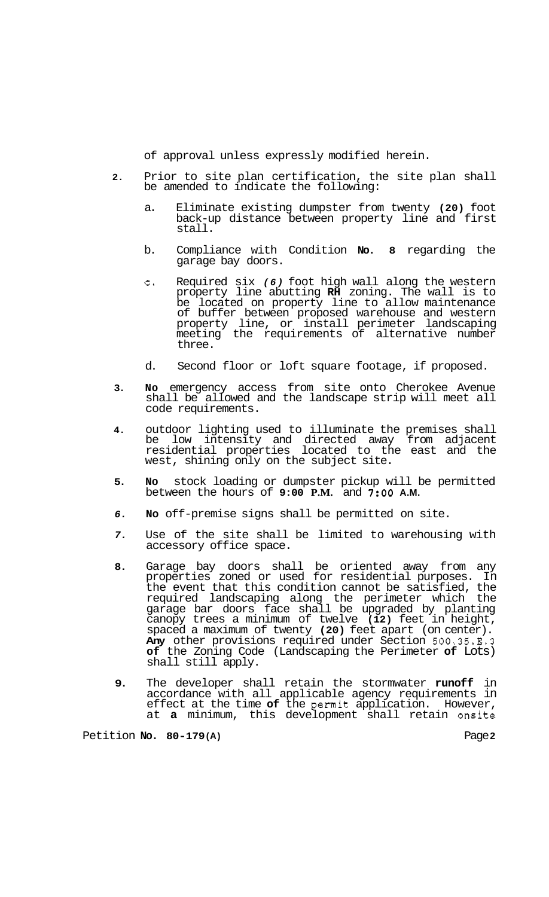of approval unless expressly modified herein.

2. Prior to site plan certification, the site plan shall be amended to indicate the following:

   a. Eliminate existing dumpster from twenty **(20)** foot back-up distance between property line and first stall.

   b. Compliance with Condition **No. 8** regarding the garage bay doors.

   c. Required six *(6)* foot high wall along the western property line abutting **RH** zoning. The wall is to be located on property line to allow maintenance of buffer between proposed warehouse and western property line, or install perimeter landscaping meeting the requirements of alternative number three.

   d. Second floor or loft square footage, if proposed.

3. **No** emergency access from site onto Cherokee Avenue shall be allowed and the landscape strip will meet all code requirements.

4. outdoor lighting used to illuminate the premises shall be low intensity and directed away from adjacent residential properties located to the east and the west, shining only on the subject site.

5. **No** stock loading or dumpster pickup will be permitted between the hours of **9:00 P.M.** and **7:00 A.M.**

6. **No** off-premise signs shall be permitted on site.

7. Use of the site shall be limited to warehousing with accessory office space.

8. Garage bay doors shall be oriented away from any properties zoned or used for residential purposes. In the event that this condition cannot be satisfied, the required landscaping along the perimeter which the garage bar doors face shall be upgraded by planting canopy trees a minimum of twelve **(12)** feet in height, spaced a maximum of twenty **(20)** feet apart (on center). **Any** other provisions required under Section 500.35.E.3 **of** the Zoning Code (Landscaping the Perimeter **of** Lots) shall still apply.

9. The developer shall retain the stormwater **runoff** in accordance with all applicable agency requirements in effect at the time **of** the permit application. However, at **a** minimum, this development shall retain onsite

Petition **No. 80-179(A)**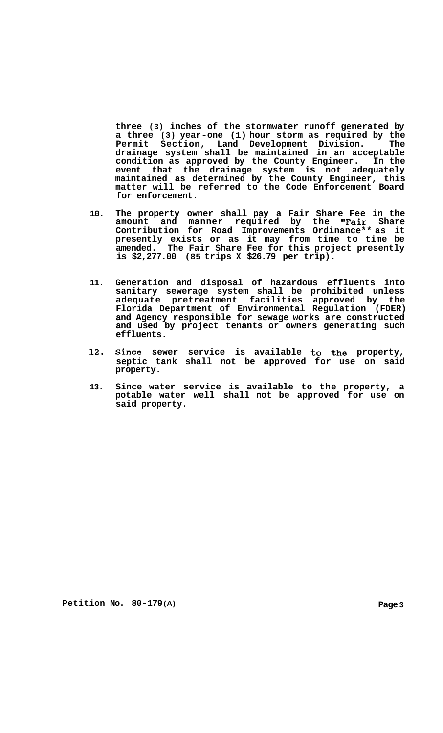three (3) inches of the stormwater runoff generated by a three (3) year-one (1) hour storm as required by the Permit Section, Land Development Division. The drainage system shall be maintained in an acceptable condition as approved by the County Engineer. In the event that the drainage system is not adequately maintained as determined by the County Engineer, this matter will be referred to the Code Enforcement Board for enforcement.

10. The property owner shall pay a Fair Share Fee in the amount and manner required by the "Fair Share Contribution for Road Improvements Ordinance" as it presently exists or as it may from time to time be amended. The Fair Share Fee for this project presently is $2,277.00 (85 trips X $26.79 per trip).

11. Generation and disposal of hazardous effluents into sanitary sewerage system shall be prohibited unless adequate pretreatment facilities approved by the Florida Department of Environmental Regulation (FDER) and Agency responsible for sewage works are constructed and used by project tenants or owners generating such effluents.

12. Since sewer service is available to the property, septic tank shall not be approved for use on said property.

13. Since water service is available to the property, a potable water well shall not be approved for use on said property.

Petition No. 80-179(A)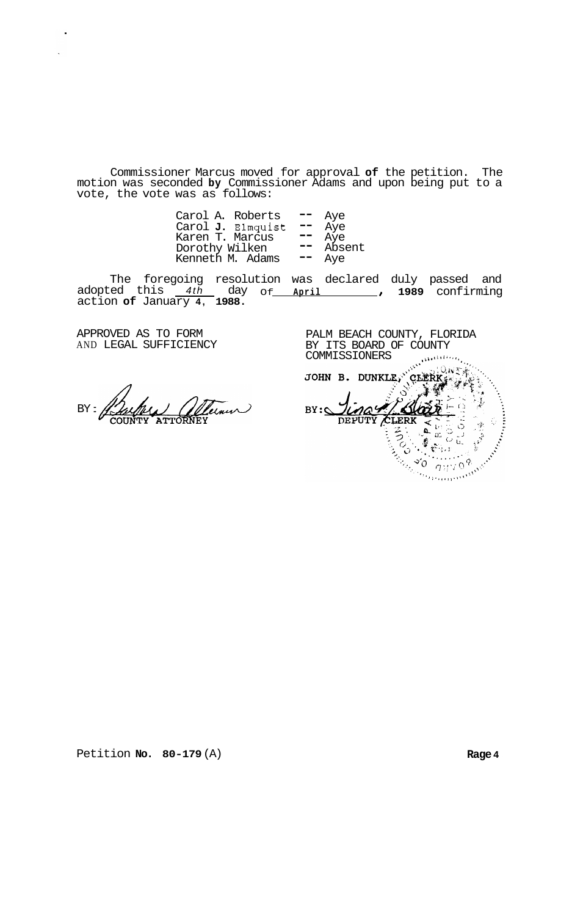Commissioner Marcus moved for approval **of** the petition. The motion was seconded **by** Commissioner Adams and upon being put to a vote, the vote was as follows:

| | |
|---|---|
| Carol A. Roberts | -- Aye |
| Carol **J.** Elmquist | -- Aye |
| Karen T. Marcus | -- Aye |
| Dorothy Wilken | -- Absent |
| Kenneth M. Adams | -- Aye |

The foregoing resolution was declared duly passed and adopted this *4th* day of **April**, **1989** confirming action **of** January **4**, **1988**.

APPROVED AS TO FORM AND LEGAL SUFFICIENCY

BY: COUNTY ATTORNEY

PALM BEACH COUNTY, FLORIDA BY ITS BOARD OF COUNTY COMMISSIONERS

JOHN B. DUNKLE, CLERK

BY: DEPUTY CLERK

Petition **No. 80-179** (A)